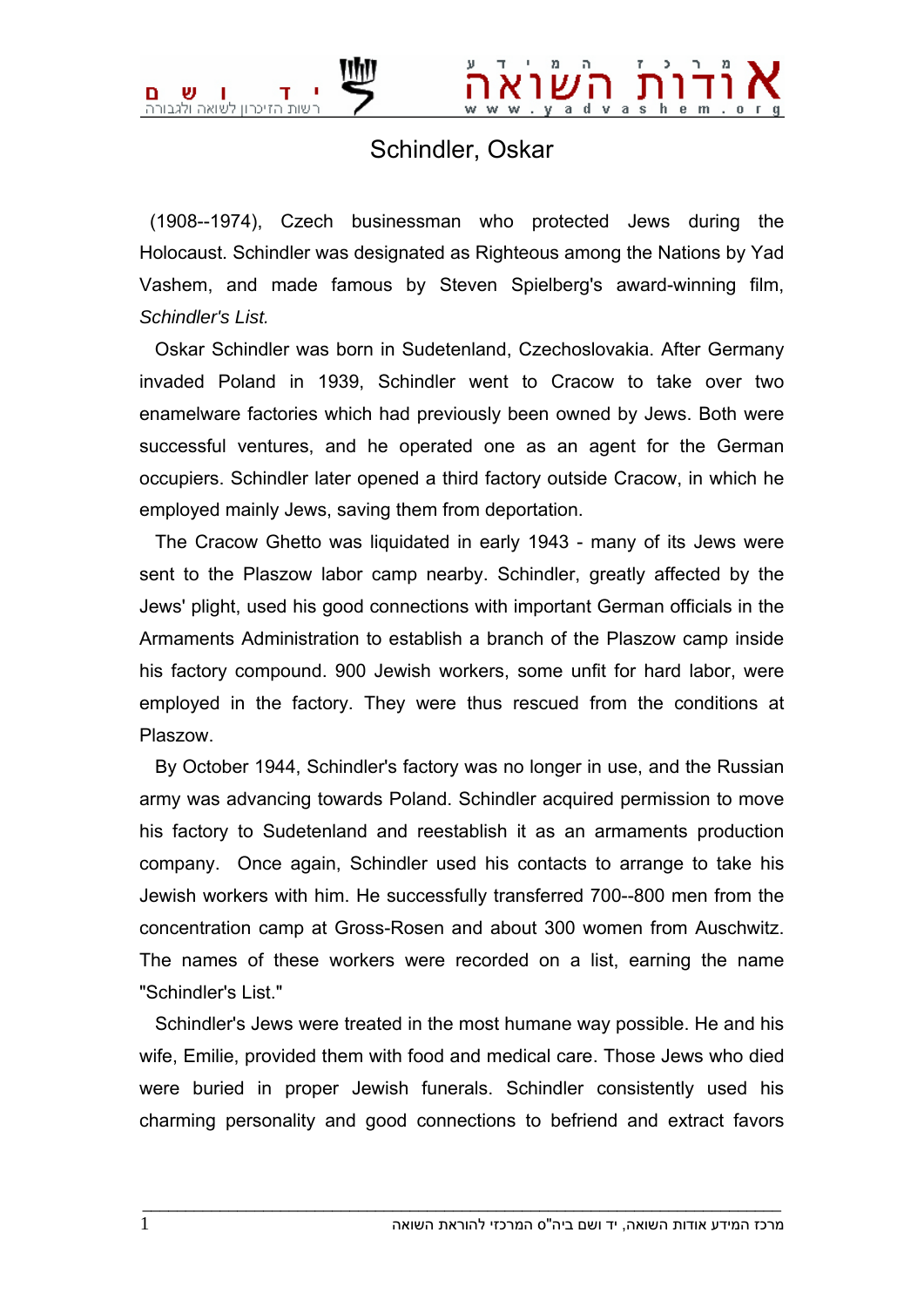# Schindler, Oskar

(1908--1974), Czech businessman who protected Jews during the Holocaust. Schindler was designated as Righteous among the Nations by Yad Vashem, and made famous by Steven Spielberg's award-winning film, *Schindler's List.*

Oskar Schindler was born in Sudetenland, Czechoslovakia. After Germany invaded Poland in 1939, Schindler went to Cracow to take over two enamelware factories which had previously been owned by Jews. Both were successful ventures, and he operated one as an agent for the German occupiers. Schindler later opened a third factory outside Cracow, in which he employed mainly Jews, saving them from deportation.

The Cracow Ghetto was liquidated in early 1943 - many of its Jews were sent to the Plaszow labor camp nearby. Schindler, greatly affected by the Jews' plight, used his good connections with important German officials in the Armaments Administration to establish a branch of the Plaszow camp inside his factory compound. 900 Jewish workers, some unfit for hard labor, were employed in the factory. They were thus rescued from the conditions at Plaszow.

By October 1944, Schindler's factory was no longer in use, and the Russian army was advancing towards Poland. Schindler acquired permission to move his factory to Sudetenland and reestablish it as an armaments production company. Once again, Schindler used his contacts to arrange to take his Jewish workers with him. He successfully transferred 700--800 men from the concentration camp at Gross-Rosen and about 300 women from Auschwitz. The names of these workers were recorded on a list, earning the name "Schindler's List."

Schindler's Jews were treated in the most humane way possible. He and his wife, Emilie, provided them with food and medical care. Those Jews who died were buried in proper Jewish funerals. Schindler consistently used his charming personality and good connections to befriend and extract favors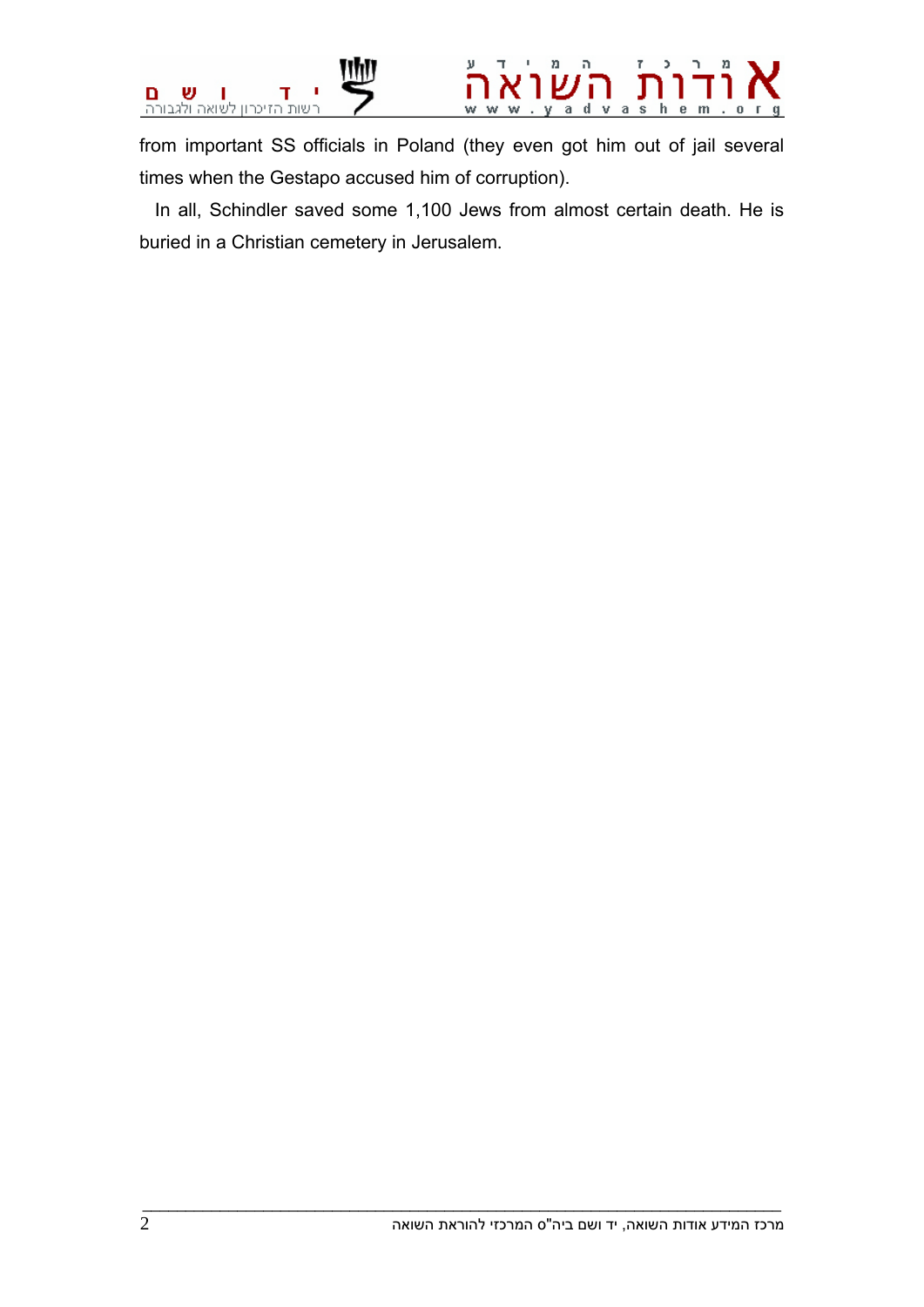from important SS officials in Poland (they even got him out of jail several times when the Gestapo accused him of corruption).

In all, Schindler saved some 1,100 Jews from almost certain death. He is buried in a Christian cemetery in Jerusalem.